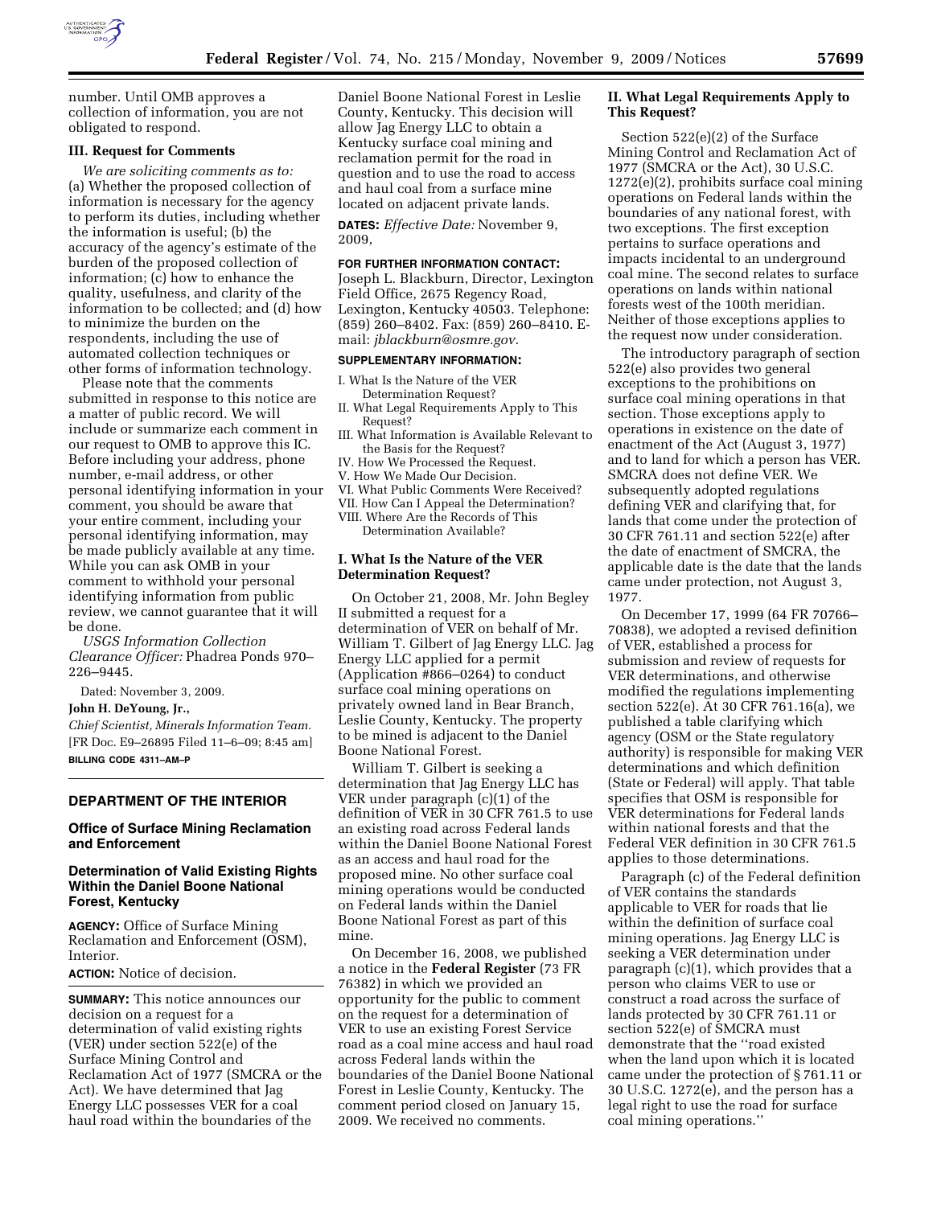number. Until OMB approves a collection of information, you are not obligated to respond.

**III. Request for Comments**

*We are soliciting comments as to:* (a) Whether the proposed collection of information is necessary for the agency to perform its duties, including whether the information is useful; (b) the accuracy of the agency's estimate of the burden of the proposed collection of information; (c) how to enhance the quality, usefulness, and clarity of the information to be collected; and (d) how to minimize the burden on the respondents, including the use of automated collection techniques or other forms of information technology.

Please note that the comments submitted in response to this notice are a matter of public record. We will include or summarize each comment in our request to OMB to approve this IC. Before including your address, phone number, e-mail address, or other personal identifying information in your comment, you should be aware that your entire comment, including your personal identifying information, may be made publicly available at any time. While you can ask OMB in your comment to withhold your personal identifying information from public review, we cannot guarantee that it will be done.

*USGS Information Collection Clearance Officer:* Phadrea Ponds 970–226–9445.

Dated: November 3, 2009.

**John H. DeYoung, Jr.,**

*Chief Scientist, Minerals Information Team.*

[FR Doc. E9–26895 Filed 11–6–09; 8:45 am]

**BILLING CODE 4311–AM–P**

---

## DEPARTMENT OF THE INTERIOR

### Office of Surface Mining Reclamation and Enforcement

### Determination of Valid Existing Rights Within the Daniel Boone National Forest, Kentucky

**AGENCY:** Office of Surface Mining Reclamation and Enforcement (OSM), Interior.

**ACTION:** Notice of decision.

**SUMMARY:** This notice announces our decision on a request for a determination of valid existing rights (VER) under section 522(e) of the Surface Mining Control and Reclamation Act of 1977 (SMCRA or the Act). We have determined that Jag Energy LLC possesses VER for a coal haul road within the boundaries of the Daniel Boone National Forest in Leslie County, Kentucky. This decision will allow Jag Energy LLC to obtain a Kentucky surface coal mining and reclamation permit for the road in question and to use the road to access and haul coal from a surface mine located on adjacent private lands.

**DATES:** *Effective Date:* November 9, 2009,

**FOR FURTHER INFORMATION CONTACT:** Joseph L. Blackburn, Director, Lexington Field Office, 2675 Regency Road, Lexington, Kentucky 40503. Telephone: (859) 260–8402. Fax: (859) 260–8410. E-mail: *jblackburn@osmre.gov.*

**SUPPLEMENTARY INFORMATION:**

I. What Is the Nature of the VER Determination Request?
II. What Legal Requirements Apply to This Request?
III. What Information is Available Relevant to the Basis for the Request?
IV. How We Processed the Request.
V. How We Made Our Decision.
VI. What Public Comments Were Received?
VII. How Can I Appeal the Determination?
VIII. Where Are the Records of This Determination Available?

### I. What Is the Nature of the VER Determination Request?

On October 21, 2008, Mr. John Begley II submitted a request for a determination of VER on behalf of Mr. William T. Gilbert of Jag Energy LLC. Jag Energy LLC applied for a permit (Application #866–0264) to conduct surface coal mining operations on privately owned land in Bear Branch, Leslie County, Kentucky. The property to be mined is adjacent to the Daniel Boone National Forest.

William T. Gilbert is seeking a determination that Jag Energy LLC has VER under paragraph (c)(1) of the definition of VER in 30 CFR 761.5 to use an existing road across Federal lands within the Daniel Boone National Forest as an access and haul road for the proposed mine. No other surface coal mining operations would be conducted on Federal lands within the Daniel Boone National Forest as part of this mine.

On December 16, 2008, we published a notice in the **Federal Register** (73 FR 76382) in which we provided an opportunity for the public to comment on the request for a determination of VER to use an existing Forest Service road as a coal mine access and haul road across Federal lands within the boundaries of the Daniel Boone National Forest in Leslie County, Kentucky. The comment period closed on January 15, 2009. We received no comments.

### II. What Legal Requirements Apply to This Request?

Section 522(e)(2) of the Surface Mining Control and Reclamation Act of 1977 (SMCRA or the Act), 30 U.S.C. 1272(e)(2), prohibits surface coal mining operations on Federal lands within the boundaries of any national forest, with two exceptions. The first exception pertains to surface operations and impacts incidental to an underground coal mine. The second relates to surface operations on lands within national forests west of the 100th meridian. Neither of those exceptions applies to the request now under consideration.

The introductory paragraph of section 522(e) also provides two general exceptions to the prohibitions on surface coal mining operations in that section. Those exceptions apply to operations in existence on the date of enactment of the Act (August 3, 1977) and to land for which a person has VER. SMCRA does not define VER. We subsequently adopted regulations defining VER and clarifying that, for lands that come under the protection of 30 CFR 761.11 and section 522(e) after the date of enactment of SMCRA, the applicable date is the date that the lands came under protection, not August 3, 1977.

On December 17, 1999 (64 FR 70766–70838), we adopted a revised definition of VER, established a process for submission and review of requests for VER determinations, and otherwise modified the regulations implementing section 522(e). At 30 CFR 761.16(a), we published a table clarifying which agency (OSM or the State regulatory authority) is responsible for making VER determinations and which definition (State or Federal) will apply. That table specifies that OSM is responsible for VER determinations for Federal lands within national forests and that the Federal VER definition in 30 CFR 761.5 applies to those determinations.

Paragraph (c) of the Federal definition of VER contains the standards applicable to VER for roads that lie within the definition of surface coal mining operations. Jag Energy LLC is seeking a VER determination under paragraph (c)(1), which provides that a person who claims VER to use or construct a road across the surface of lands protected by 30 CFR 761.11 or section 522(e) of SMCRA must demonstrate that the ''road existed when the land upon which it is located came under the protection of § 761.11 or 30 U.S.C. 1272(e), and the person has a legal right to use the road for surface coal mining operations.''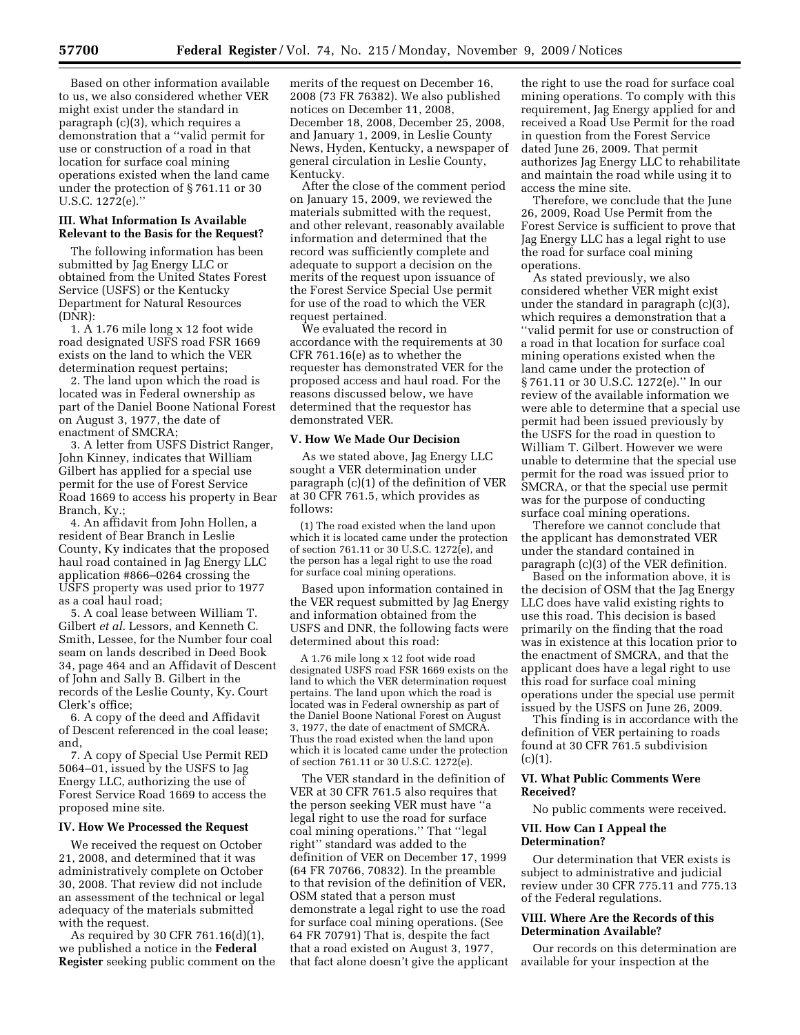Based on other information available to us, we also considered whether VER might exist under the standard in paragraph (c)(3), which requires a demonstration that a ''valid permit for use or construction of a road in that location for surface coal mining operations existed when the land came under the protection of § 761.11 or 30 U.S.C. 1272(e).''

### III. What Information Is Available Relevant to the Basis for the Request?

The following information has been submitted by Jag Energy LLC or obtained from the United States Forest Service (USFS) or the Kentucky Department for Natural Resources (DNR):

1. A 1.76 mile long x 12 foot wide road designated USFS road FSR 1669 exists on the land to which the VER determination request pertains;
2. The land upon which the road is located was in Federal ownership as part of the Daniel Boone National Forest on August 3, 1977, the date of enactment of SMCRA;
3. A letter from USFS District Ranger, John Kinney, indicates that William Gilbert has applied for a special use permit for the use of Forest Service Road 1669 to access his property in Bear Branch, Ky.;
4. An affidavit from John Hollen, a resident of Bear Branch in Leslie County, Ky indicates that the proposed haul road contained in Jag Energy LLC application #866–0264 crossing the USFS property was used prior to 1977 as a coal haul road;
5. A coal lease between William T. Gilbert *et al*. Lessors, and Kenneth C. Smith, Lessee, for the Number four coal seam on lands described in Deed Book 34, page 464 and an Affidavit of Descent of John and Sally B. Gilbert in the records of the Leslie County, Ky. Court Clerk's office;
6. A copy of the deed and Affidavit of Descent referenced in the coal lease; and,
7. A copy of Special Use Permit RED 5064–01, issued by the USFS to Jag Energy LLC, authorizing the use of Forest Service Road 1669 to access the proposed mine site.

### IV. How We Processed the Request

We received the request on October 21, 2008, and determined that it was administratively complete on October 30, 2008. That review did not include an assessment of the technical or legal adequacy of the materials submitted with the request.

As required by 30 CFR 761.16(d)(1), we published a notice in the **Federal Register** seeking public comment on the merits of the request on December 16, 2008 (73 FR 76382). We also published notices on December 11, 2008, December 18, 2008, December 25, 2008, and January 1, 2009, in Leslie County News, Hyden, Kentucky, a newspaper of general circulation in Leslie County, Kentucky.

After the close of the comment period on January 15, 2009, we reviewed the materials submitted with the request, and other relevant, reasonably available information and determined that the record was sufficiently complete and adequate to support a decision on the merits of the request upon issuance of the Forest Service Special Use permit for use of the road to which the VER request pertained.

We evaluated the record in accordance with the requirements at 30 CFR 761.16(e) as to whether the requester has demonstrated VER for the proposed access and haul road. For the reasons discussed below, we have determined that the requestor has demonstrated VER.

### V. How We Made Our Decision

As we stated above, Jag Energy LLC sought a VER determination under paragraph (c)(1) of the definition of VER at 30 CFR 761.5, which provides as follows:

> (1) The road existed when the land upon which it is located came under the protection of section 761.11 or 30 U.S.C. 1272(e), and the person has a legal right to use the road for surface coal mining operations.

Based upon information contained in the VER request submitted by Jag Energy and information obtained from the USFS and DNR, the following facts were determined about this road:

> A 1.76 mile long x 12 foot wide road designated USFS road FSR 1669 exists on the land to which the VER determination request pertains. The land upon which the road is located was in Federal ownership as part of the Daniel Boone National Forest on August 3, 1977, the date of enactment of SMCRA. Thus the road existed when the land upon which it is located came under the protection of section 761.11 or 30 U.S.C. 1272(e).

The VER standard in the definition of VER at 30 CFR 761.5 also requires that the person seeking VER must have ''a legal right to use the road for surface coal mining operations.'' That ''legal right'' standard was added to the definition of VER on December 17, 1999 (64 FR 70766, 70832). In the preamble to that revision of the definition of VER, OSM stated that a person must demonstrate a legal right to use the road for surface coal mining operations. (See 64 FR 70791) That is, despite the fact that a road existed on August 3, 1977, that fact alone doesn't give the applicant the right to use the road for surface coal mining operations. To comply with this requirement, Jag Energy applied for and received a Road Use Permit for the road in question from the Forest Service dated June 26, 2009. That permit authorizes Jag Energy LLC to rehabilitate and maintain the road while using it to access the mine site.

Therefore, we conclude that the June 26, 2009, Road Use Permit from the Forest Service is sufficient to prove that Jag Energy LLC has a legal right to use the road for surface coal mining operations.

As stated previously, we also considered whether VER might exist under the standard in paragraph (c)(3), which requires a demonstration that a ''valid permit for use or construction of a road in that location for surface coal mining operations existed when the land came under the protection of § 761.11 or 30 U.S.C. 1272(e).'' In our review of the available information we were able to determine that a special use permit had been issued previously by the USFS for the road in question to William T. Gilbert. However we were unable to determine that the special use permit for the road was issued prior to SMCRA, or that the special use permit was for the purpose of conducting surface coal mining operations.

Therefore we cannot conclude that the applicant has demonstrated VER under the standard contained in paragraph (c)(3) of the VER definition.

Based on the information above, it is the decision of OSM that the Jag Energy LLC does have valid existing rights to use this road. This decision is based primarily on the finding that the road was in existence at this location prior to the enactment of SMCRA, and that the applicant does have a legal right to use this road for surface coal mining operations under the special use permit issued by the USFS on June 26, 2009.

This finding is in accordance with the definition of VER pertaining to roads found at 30 CFR 761.5 subdivision (c)(1).

### VI. What Public Comments Were Received?

No public comments were received.

### VII. How Can I Appeal the Determination?

Our determination that VER exists is subject to administrative and judicial review under 30 CFR 775.11 and 775.13 of the Federal regulations.

### VIII. Where Are the Records of this Determination Available?

Our records on this determination are available for your inspection at the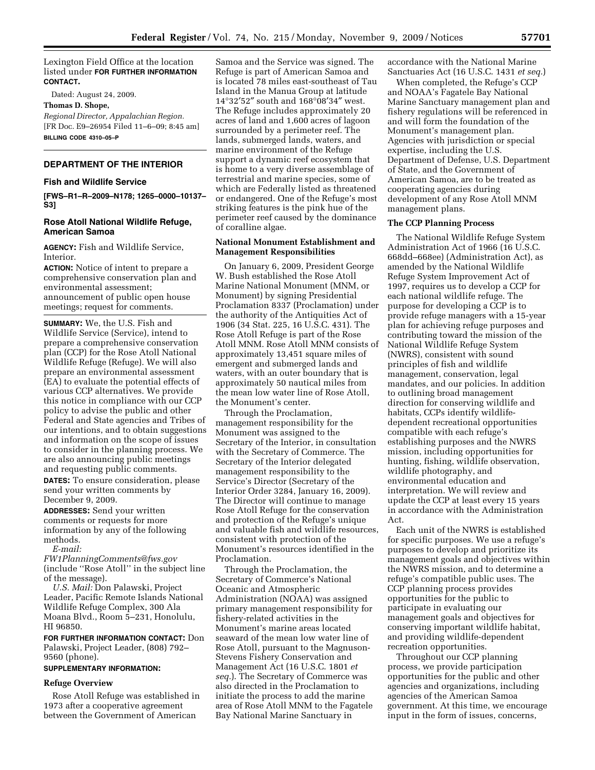Lexington Field Office at the location listed under **FOR FURTHER INFORMATION CONTACT.**

Dated: August 24, 2009.

**Thomas D. Shope,**

*Regional Director, Appalachian Region.*

[FR Doc. E9–26954 Filed 11–6–09; 8:45 am]

**BILLING CODE 4310–05–P**

## DEPARTMENT OF THE INTERIOR

### Fish and Wildlife Service

**[FWS–R1–R–2009–N178; 1265–0000–10137–S3]**

### Rose Atoll National Wildlife Refuge, American Samoa

**AGENCY:** Fish and Wildlife Service, Interior.

**ACTION:** Notice of intent to prepare a comprehensive conservation plan and environmental assessment; announcement of public open house meetings; request for comments.

**SUMMARY:** We, the U.S. Fish and Wildlife Service (Service), intend to prepare a comprehensive conservation plan (CCP) for the Rose Atoll National Wildlife Refuge (Refuge). We will also prepare an environmental assessment (EA) to evaluate the potential effects of various CCP alternatives. We provide this notice in compliance with our CCP policy to advise the public and other Federal and State agencies and Tribes of our intentions, and to obtain suggestions and information on the scope of issues to consider in the planning process. We are also announcing public meetings and requesting public comments.

**DATES:** To ensure consideration, please send your written comments by December 9, 2009.

**ADDRESSES:** Send your written comments or requests for more information by any of the following methods.

*E-mail: FW1PlanningComments@fws.gov* (include "Rose Atoll" in the subject line of the message).

*U.S. Mail:* Don Palawski, Project Leader, Pacific Remote Islands National Wildlife Refuge Complex, 300 Ala Moana Blvd., Room 5–231, Honolulu, HI 96850.

**FOR FURTHER INFORMATION CONTACT:** Don Palawski, Project Leader, (808) 792–9560 (phone).

**SUPPLEMENTARY INFORMATION:**

**Refuge Overview**

Rose Atoll Refuge was established in 1973 after a cooperative agreement between the Government of American Samoa and the Service was signed. The Refuge is part of American Samoa and is located 78 miles east-southeast of Tau Island in the Manua Group at latitude 14°32′52″ south and 168°08′34″ west. The Refuge includes approximately 20 acres of land and 1,600 acres of lagoon surrounded by a perimeter reef. The lands, submerged lands, waters, and marine environment of the Refuge support a dynamic reef ecosystem that is home to a very diverse assemblage of terrestrial and marine species, some of which are Federally listed as threatened or endangered. One of the Refuge's most striking features is the pink hue of the perimeter reef caused by the dominance of coralline algae.

**National Monument Establishment and Management Responsibilities**

On January 6, 2009, President George W. Bush established the Rose Atoll Marine National Monument (MNM, or Monument) by signing Presidential Proclamation 8337 (Proclamation) under the authority of the Antiquities Act of 1906 (34 Stat. 225, 16 U.S.C. 431). The Rose Atoll Refuge is part of the Rose Atoll MNM. Rose Atoll MNM consists of approximately 13,451 square miles of emergent and submerged lands and waters, with an outer boundary that is approximately 50 nautical miles from the mean low water line of Rose Atoll, the Monument's center.

Through the Proclamation, management responsibility for the Monument was assigned to the Secretary of the Interior, in consultation with the Secretary of Commerce. The Secretary of the Interior delegated management responsibility to the Service's Director (Secretary of the Interior Order 3284, January 16, 2009). The Director will continue to manage Rose Atoll Refuge for the conservation and protection of the Refuge's unique and valuable fish and wildlife resources, consistent with protection of the Monument's resources identified in the Proclamation.

Through the Proclamation, the Secretary of Commerce's National Oceanic and Atmospheric Administration (NOAA) was assigned primary management responsibility for fishery-related activities in the Monument's marine areas located seaward of the mean low water line of Rose Atoll, pursuant to the Magnuson-Stevens Fishery Conservation and Management Act (16 U.S.C. 1801 *et seq.*). The Secretary of Commerce was also directed in the Proclamation to initiate the process to add the marine area of Rose Atoll MNM to the Fagatele Bay National Marine Sanctuary in accordance with the National Marine Sanctuaries Act (16 U.S.C. 1431 *et seq.*)

When completed, the Refuge's CCP and NOAA's Fagatele Bay National Marine Sanctuary management plan and fishery regulations will be referenced in and will form the foundation of the Monument's management plan. Agencies with jurisdiction or special expertise, including the U.S. Department of Defense, U.S. Department of State, and the Government of American Samoa, are to be treated as cooperating agencies during development of any Rose Atoll MNM management plans.

**The CCP Planning Process**

The National Wildlife Refuge System Administration Act of 1966 (16 U.S.C. 668dd–668ee) (Administration Act), as amended by the National Wildlife Refuge System Improvement Act of 1997, requires us to develop a CCP for each national wildlife refuge. The purpose for developing a CCP is to provide refuge managers with a 15-year plan for achieving refuge purposes and contributing toward the mission of the National Wildlife Refuge System (NWRS), consistent with sound principles of fish and wildlife management, conservation, legal mandates, and our policies. In addition to outlining broad management direction for conserving wildlife and habitats, CCPs identify wildlife-dependent recreational opportunities compatible with each refuge's establishing purposes and the NWRS mission, including opportunities for hunting, fishing, wildlife observation, wildlife photography, and environmental education and interpretation. We will review and update the CCP at least every 15 years in accordance with the Administration Act.

Each unit of the NWRS is established for specific purposes. We use a refuge's purposes to develop and prioritize its management goals and objectives within the NWRS mission, and to determine a refuge's compatible public uses. The CCP planning process provides opportunities for the public to participate in evaluating our management goals and objectives for conserving important wildlife habitat, and providing wildlife-dependent recreation opportunities.

Throughout our CCP planning process, we provide participation opportunities for the public and other agencies and organizations, including agencies of the American Samoa government. At this time, we encourage input in the form of issues, concerns,